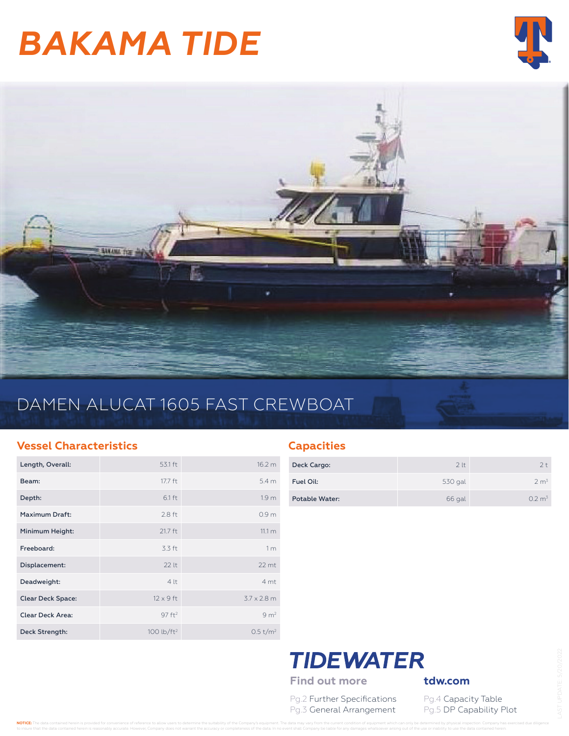# BAKAMA TIDE

## DAMEN ALUCAT 1605 FAST CREWBOAT

### Vessel Characteristics

| | | |
|---|---|---|
| Length, Overall: | 53.1 ft | 16.2 m |
| Beam: | 17.7 ft | 5.4 m |
| Depth: | 6.1 ft | 1.9 m |
| Maximum Draft: | 2.8 ft | 0.9 m |
| Minimum Height: | 21.7 ft | 11.1 m |
| Freeboard: | 3.3 ft | 1 m |
| Displacement: | 22 lt | 22 mt |
| Deadweight: | 4 lt | 4 mt |
| Clear Deck Space: | 12 x 9 ft | 3.7 x 2.8 m |
| Clear Deck Area: | 97 ft² | 9 m² |
| Deck Strength: | 100 lb/ft² | 0.5 t/m² |

### Capacities

| | | |
|---|---|---|
| Deck Cargo: | 2 lt | 2 t |
| Fuel Oil: | 530 gal | 2 m³ |
| Potable Water: | 66 gal | 0.2 m³ |

**TIDEWATER**

**Find out more** **tdw.com**

Pg.2 Further Specifications
Pg.3 General Arrangement
Pg.4 Capacity Table
Pg.5 DP Capability Plot

LAST UPDATE: 5/20/2022

**NOTICE:** The data contained herein is provided for convenience of reference to allow users to determine the suitability of the Company's equipment. The data may vary from the current condition of equipment which can only be determined by physical inspection. Company has exercised due diligence to insure that the data contained herein is reasonably accurate. However, Company does not warrant the accuracy or completeness of the data. In no event shall Company be liable for any damages whatsoever arising out of the use or inability to use the data contained herein.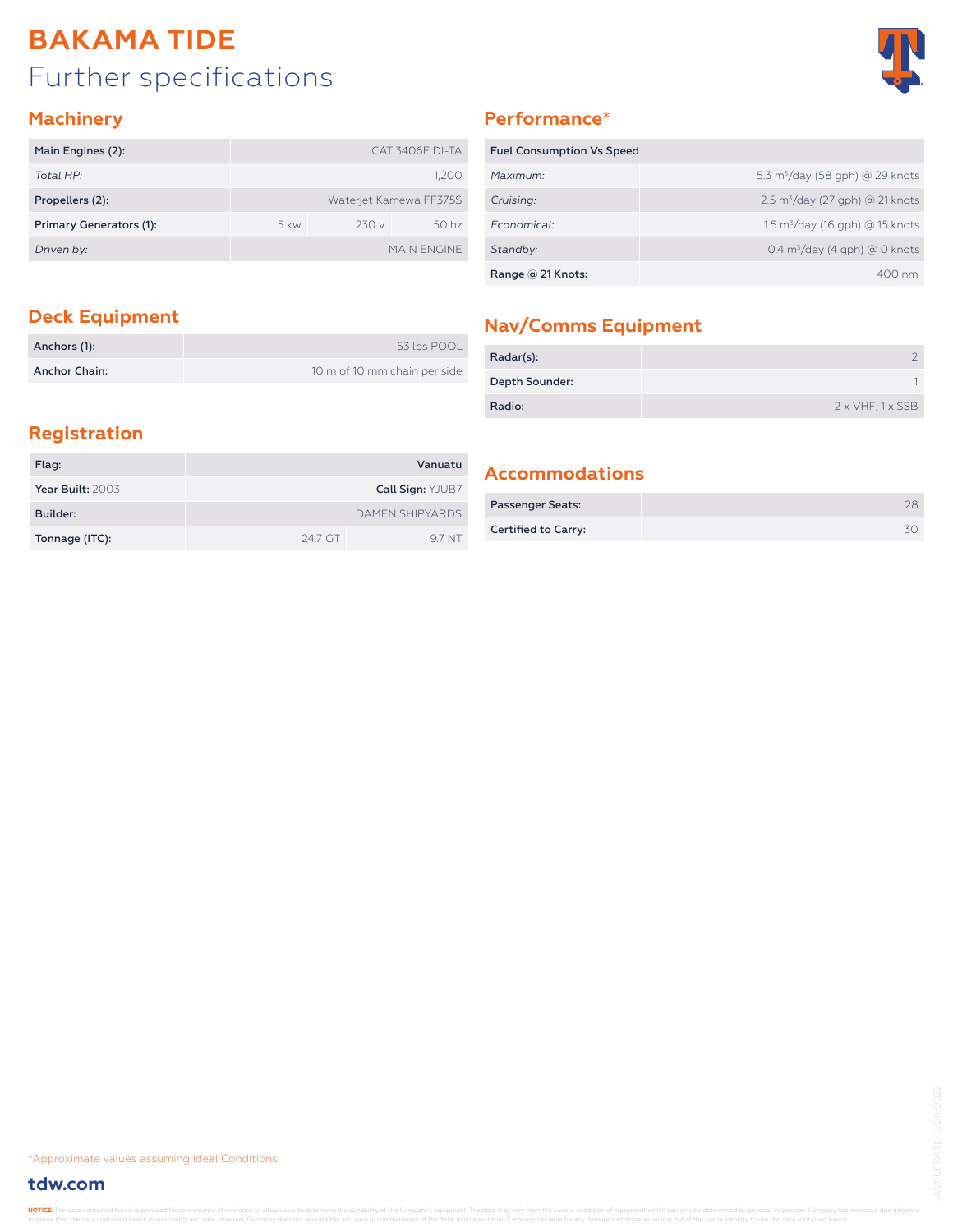# BAKAMA TIDE

## Further specifications

### Machinery

| Main Engines (2): | CAT 3406E DI-TA | | |
|---|---|---|---|
| *Total HP:* | 1,200 | | |
| Propellers (2): | Waterjet Kamewa FF375S | | |
| Primary Generators (1): | 5 kw | 230 v | 50 hz |
| *Driven by:* | MAIN ENGINE | | |

### Performance*

| Fuel Consumption Vs Speed | |
|---|---|
| *Maximum:* | 5.3 $m^3$/day (58 gph) @ 29 knots |
| *Cruising:* | 2.5 $m^3$/day (27 gph) @ 21 knots |
| *Economical:* | 1.5 $m^3$/day (16 gph) @ 15 knots |
| *Standby:* | 0.4 $m^3$/day (4 gph) @ 0 knots |
| Range @ 21 Knots: | 400 nm |

### Deck Equipment

| Anchors (1): | 53 lbs POOL |
|---|---|
| Anchor Chain: | 10 m of 10 mm chain per side |

### Nav/Comms Equipment

| Radar(s): | 2 |
|---|---|
| Depth Sounder: | 1 |
| Radio: | 2 x VHF; 1 x SSB |

### Registration

| Flag: | Vanuatu | |
|---|---|---|
| **Year Built:** 2003 | **Call Sign:** YJUB7 | |
| Builder: | DAMEN SHIPYARDS | |
| Tonnage (ITC): | 24.7 GT | 9.7 NT |

### Accommodations

| Passenger Seats: | 28 |
|---|---|
| Certified to Carry: | 30 |

*Approximate values assuming Ideal Conditions

**tdw.com**

LAST UPDATE: 5/20/2022

**NOTICE:** The data contained herein is provided for convenience of reference to allow users to determine the suitability of the Company's equipment. The data may vary from the current condition of equipment which can only be determined by physical inspection. Company has exercised due diligence to insure that the data contained herein is reasonably accurate. However, Company does not warrant the accuracy or completeness of the data. In no event shall Company be liable for any damages whatsoever arising out of the use or inability to use the data contained herein.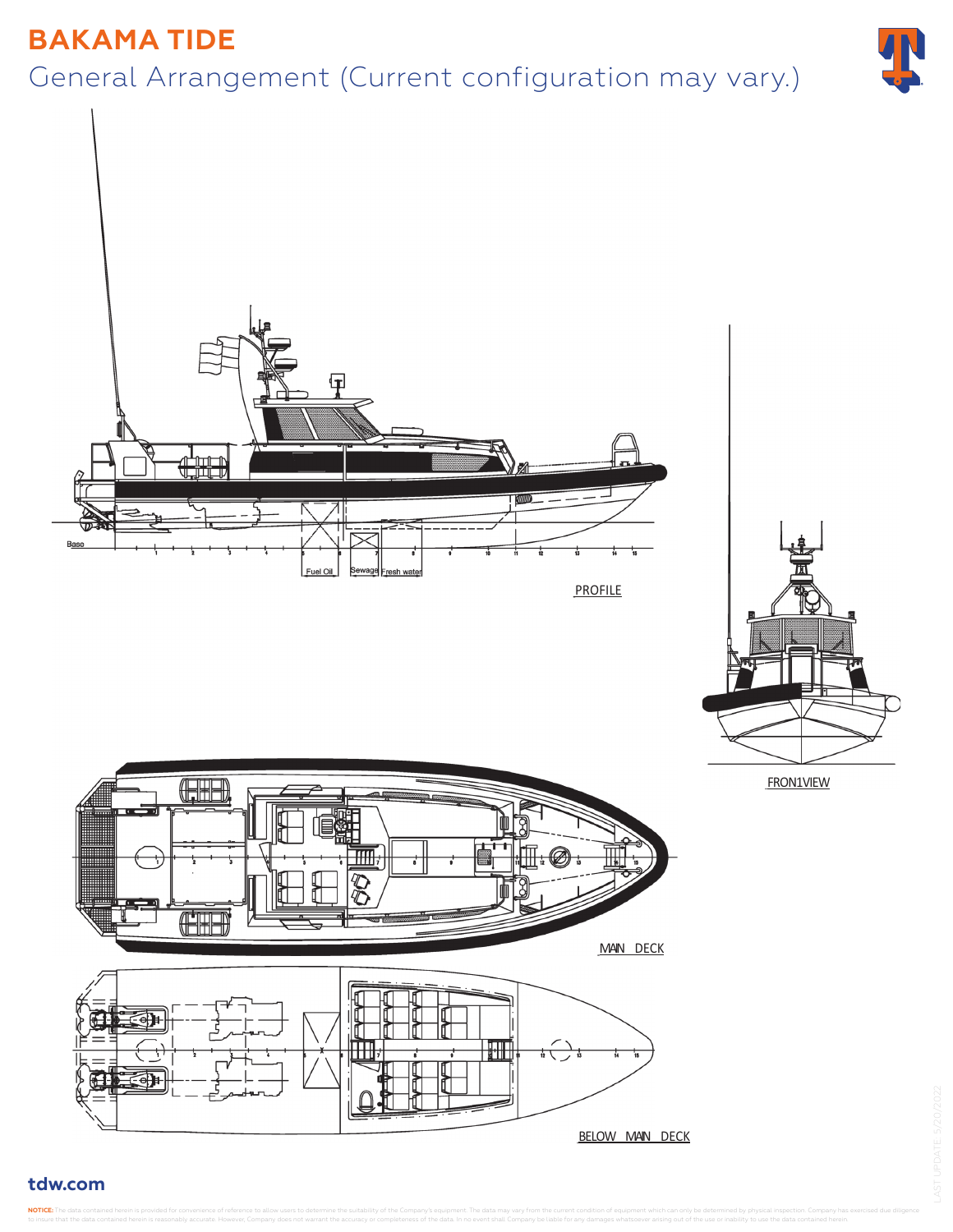# BAKAMA TIDE

## General Arrangement (Current configuration may vary.)

Base

Fuel Oil

Sewage

Fresh water

PROFILE

FRON1VIEW

MAIN DECK

BELOW MAIN DECK

**tdw.com**

**NOTICE:** The data contained herein is provided for convenience of reference to allow users to determine the suitability of the Company's equipment. The data may vary from the current condition of equipment which can only be determined by physical inspection. Company has exercised due diligence to insure that the data contained herein is reasonably accurate. However, Company does not warrant the accuracy or completeness of the data. In no event shall Company be liable for any damages whatsoever arising out of the use or inability to use the data contained herein.

LAST UPDATE: 5/20/2022